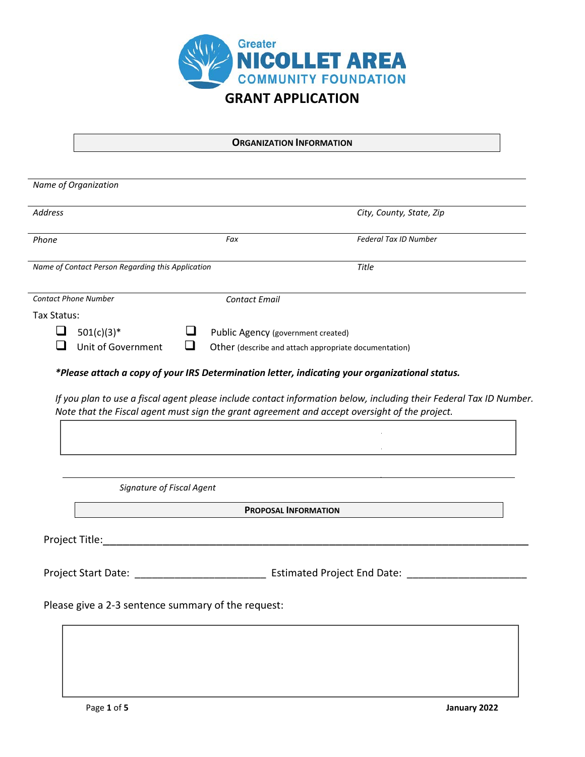Greater
NICOLLET AREA
COMMUNITY FOUNDATION

# GRANT APPLICATION

## ORGANIZATION INFORMATION

*Name of Organization*

*Address* | *City, County, State, Zip*

*Phone* | *Fax* | *Federal Tax ID Number*

*Name of Contact Person Regarding this Application* | *Title*

*Contact Phone Number* | *Contact Email*

Tax Status:

- ☐ 501(c)(3)*
- ☐ Public Agency (government created)
- ☐ Unit of Government
- ☐ Other (describe and attach appropriate documentation)

***Please attach a copy of your IRS Determination letter, indicating your organizational status.**

*If you plan to use a fiscal agent please include contact information below, including their Federal Tax ID Number. Note that the Fiscal agent must sign the grant agreement and accept oversight of the project.*

_______________________________________________

*Signature of Fiscal Agent*

## PROPOSAL INFORMATION

Project Title:___________________________________________________________________________

Project Start Date: ______________________ Estimated Project End Date: ____________________

Please give a 2-3 sentence summary of the request: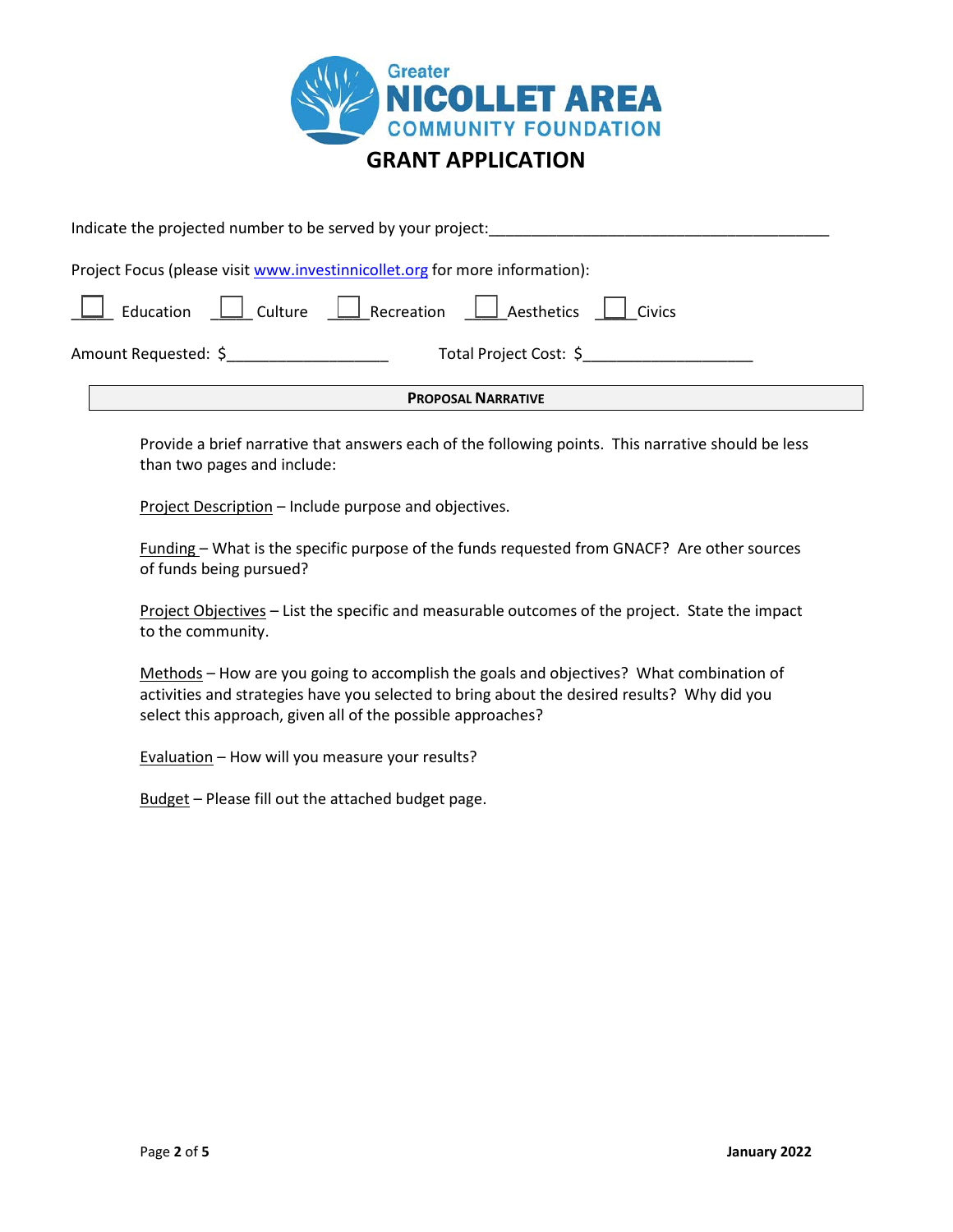Greater NICOLLET AREA COMMUNITY FOUNDATION

# GRANT APPLICATION

Indicate the projected number to be served by your project:________________________________________

Project Focus (please visit [www.investinnicollet.org](http://www.investinnicollet.org) for more information):

☐ Education ☐ Culture ☐ Recreation ☐ Aesthetics ☐ Civics

Amount Requested: $___________________ Total Project Cost: $____________________

## PROPOSAL NARRATIVE

Provide a brief narrative that answers each of the following points. This narrative should be less than two pages and include:

<u>Project Description</u> – Include purpose and objectives.

<u>Funding</u> – What is the specific purpose of the funds requested from GNACF? Are other sources of funds being pursued?

<u>Project Objectives</u> – List the specific and measurable outcomes of the project. State the impact to the community.

<u>Methods</u> – How are you going to accomplish the goals and objectives? What combination of activities and strategies have you selected to bring about the desired results? Why did you select this approach, given all of the possible approaches?

<u>Evaluation</u> – How will you measure your results?

<u>Budget</u> – Please fill out the attached budget page.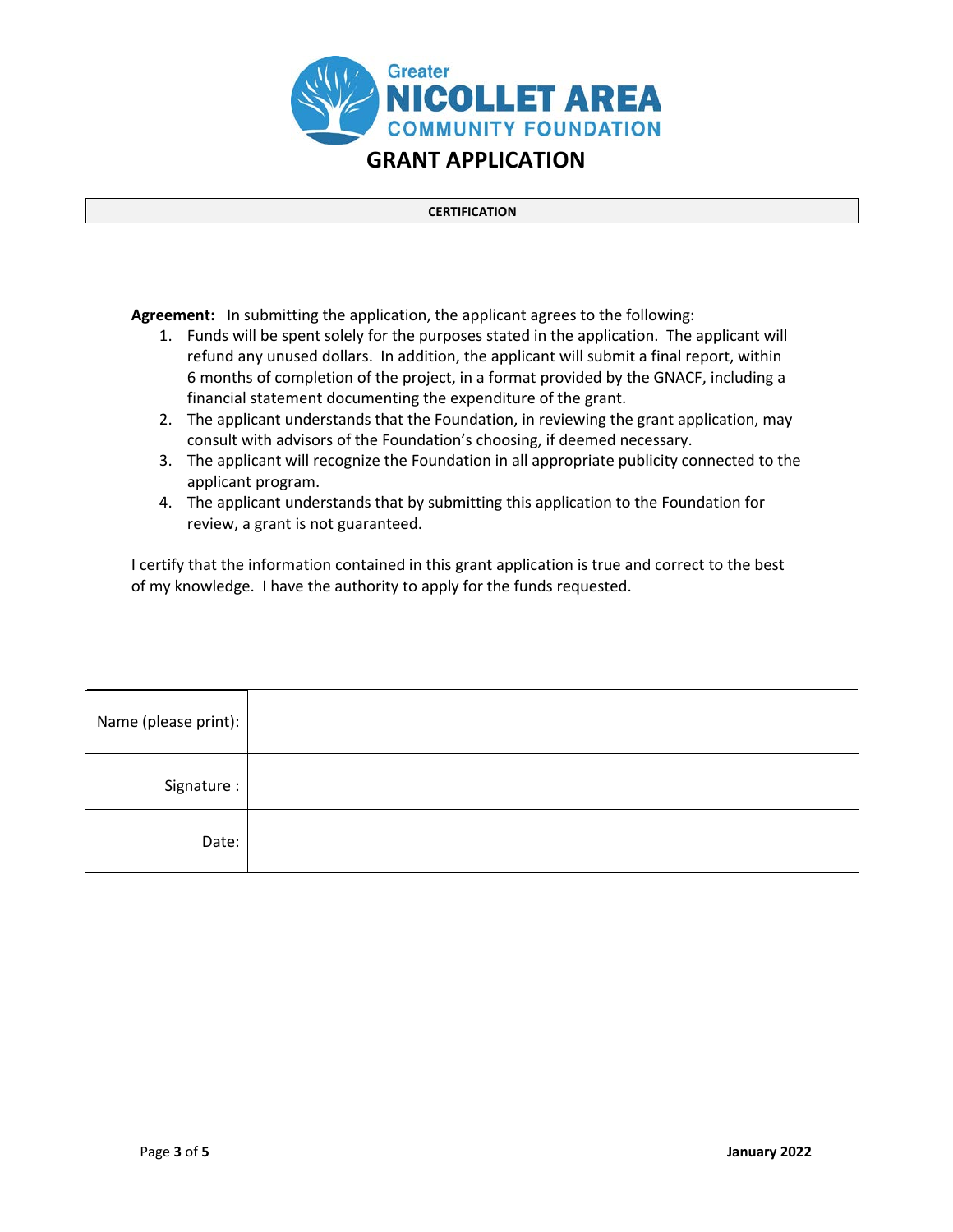Greater NICOLLET AREA COMMUNITY FOUNDATION

# GRANT APPLICATION

## CERTIFICATION

**Agreement:** In submitting the application, the applicant agrees to the following:

1. Funds will be spent solely for the purposes stated in the application. The applicant will refund any unused dollars. In addition, the applicant will submit a final report, within 6 months of completion of the project, in a format provided by the GNACF, including a financial statement documenting the expenditure of the grant.
2. The applicant understands that the Foundation, in reviewing the grant application, may consult with advisors of the Foundation's choosing, if deemed necessary.
3. The applicant will recognize the Foundation in all appropriate publicity connected to the applicant program.
4. The applicant understands that by submitting this application to the Foundation for review, a grant is not guaranteed.

I certify that the information contained in this grant application is true and correct to the best of my knowledge. I have the authority to apply for the funds requested.

| Name (please print): | |
|---|---|
| Signature : | |
| Date: | |

January 2022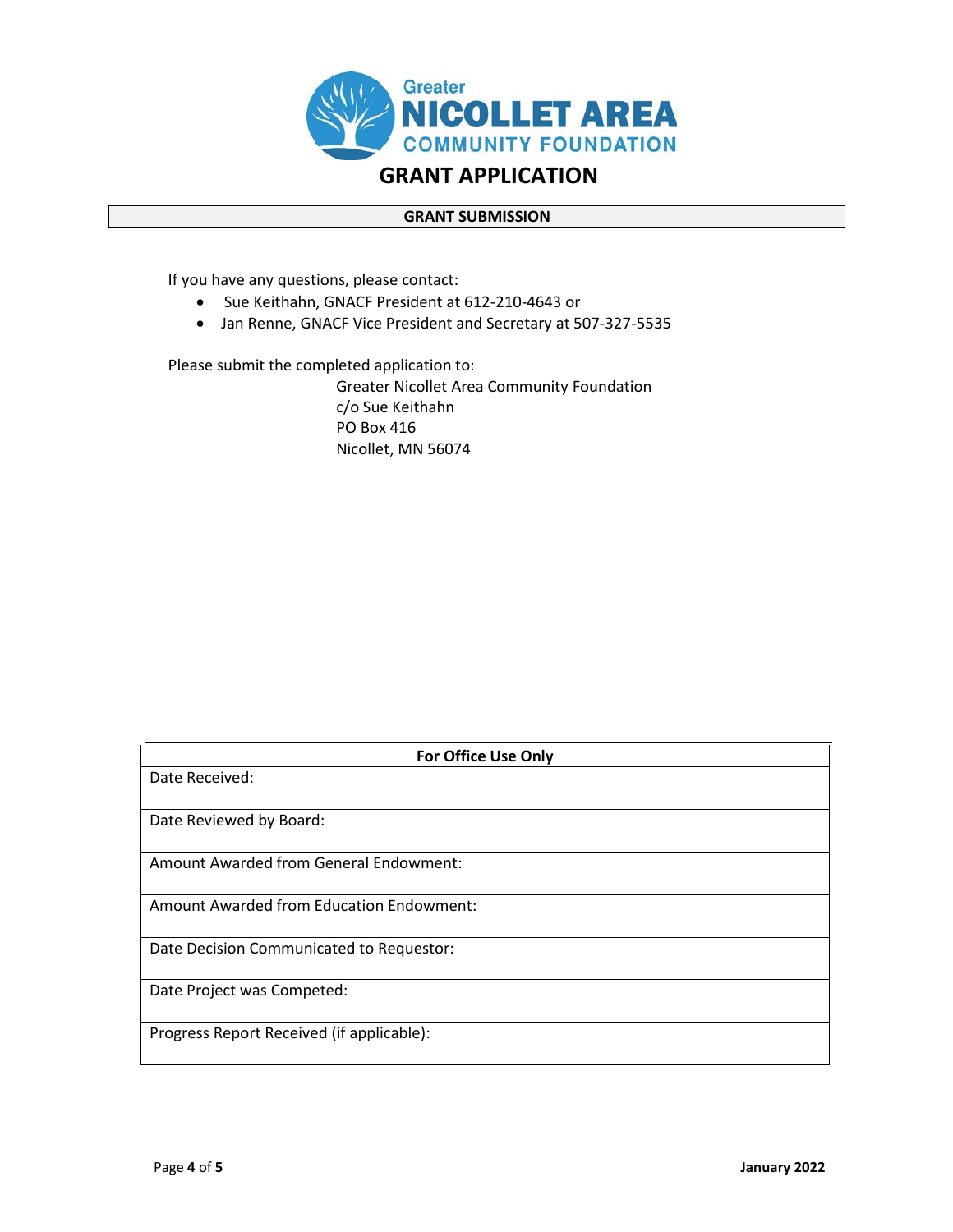# Greater NICOLLET AREA COMMUNITY FOUNDATION

# GRANT APPLICATION

## GRANT SUBMISSION

If you have any questions, please contact:

- Sue Keithahn, GNACF President at 612-210-4643 or
- Jan Renne, GNACF Vice President and Secretary at 507-327-5535

Please submit the completed application to:

Greater Nicollet Area Community Foundation
c/o Sue Keithahn
PO Box 416
Nicollet, MN 56074

| For Office Use Only | |
|---|---|
| Date Received: | |
| Date Reviewed by Board: | |
| Amount Awarded from General Endowment: | |
| Amount Awarded from Education Endowment: | |
| Date Decision Communicated to Requestor: | |
| Date Project was Competed: | |
| Progress Report Received (if applicable): | |

January 2022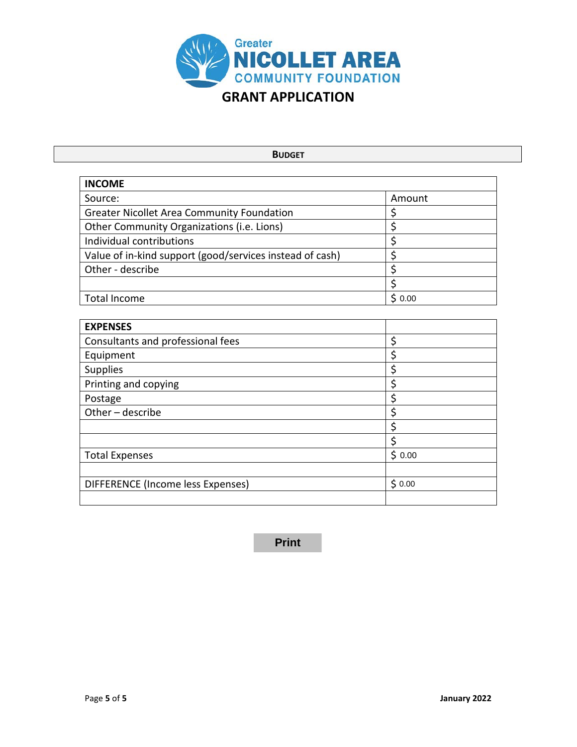Greater NICOLLET AREA COMMUNITY FOUNDATION

# GRANT APPLICATION

## BUDGET

| INCOME | |
|---|---|
| Source: | Amount |
| Greater Nicollet Area Community Foundation | $ |
| Other Community Organizations (i.e. Lions) | $ |
| Individual contributions | $ |
| Value of in-kind support (good/services instead of cash) | $ |
| Other - describe | $ |
| | $ |
| Total Income | $ 0.00 |

| EXPENSES | |
|---|---|
| Consultants and professional fees | $ |
| Equipment | $ |
| Supplies | $ |
| Printing and copying | $ |
| Postage | $ |
| Other – describe | $ |
| | $ |
| | $ |
| Total Expenses | $ 0.00 |
| | |
| DIFFERENCE (Income less Expenses) | $ 0.00 |
| | |

Print

January 2022